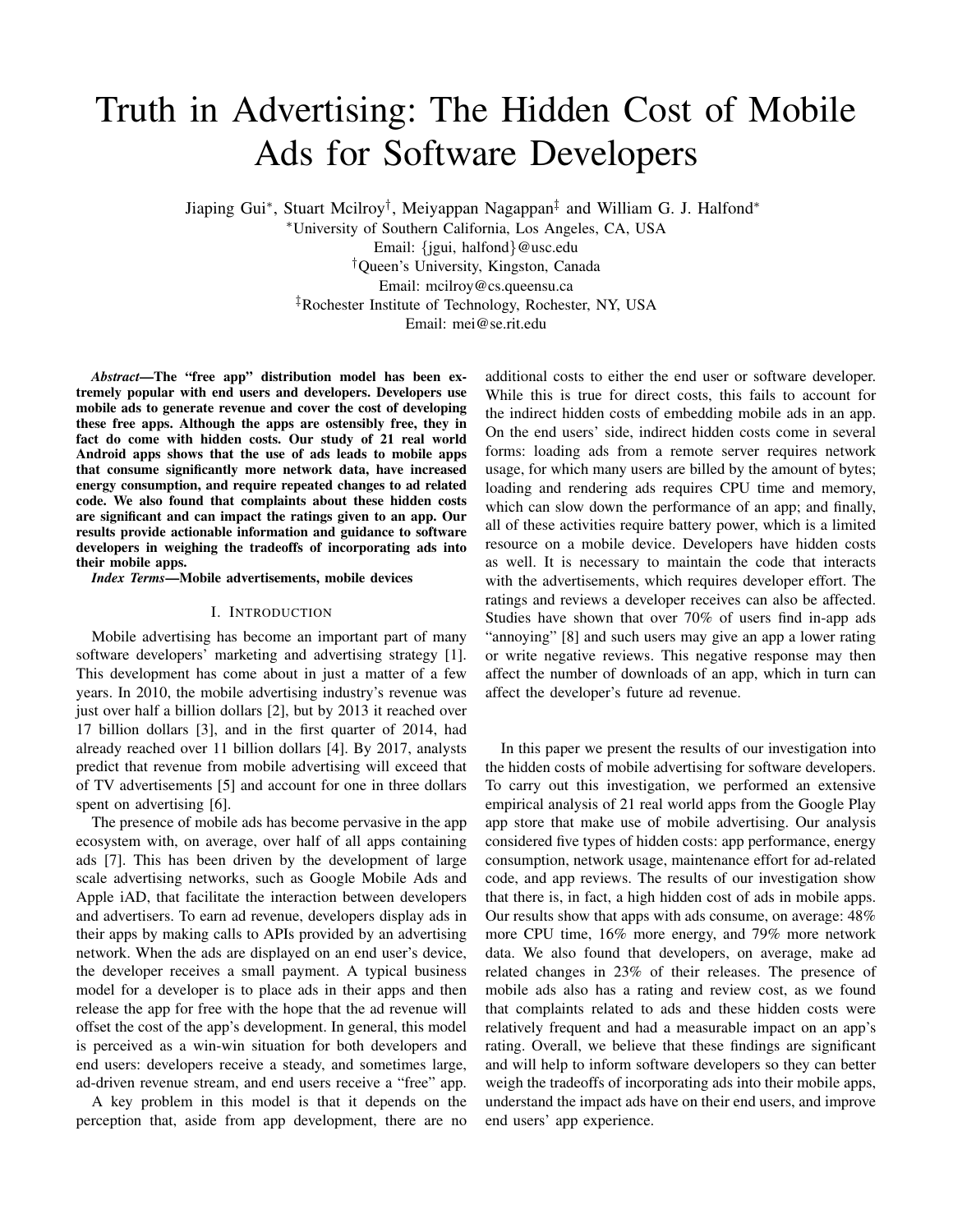# Truth in Advertising: The Hidden Cost of Mobile Ads for Software Developers

Jiaping Gui*, Stuart Mcilroy†, Meiyappan Nagappan‡ and William G. J. Halfond*

*University of Southern California, Los Angeles, CA, USA
Email: {jgui, halfond}@usc.edu

†Queen's University, Kingston, Canada
Email: mcilroy@cs.queensu.ca

‡Rochester Institute of Technology, Rochester, NY, USA
Email: mei@se.rit.edu

***Abstract*—The "free app" distribution model has been extremely popular with end users and developers. Developers use mobile ads to generate revenue and cover the cost of developing these free apps. Although the apps are ostensibly free, they in fact do come with hidden costs. Our study of 21 real world Android apps shows that the use of ads leads to mobile apps that consume significantly more network data, have increased energy consumption, and require repeated changes to ad related code. We also found that complaints about these hidden costs are significant and can impact the ratings given to an app. Our results provide actionable information and guidance to software developers in weighing the tradeoffs of incorporating ads into their mobile apps.**

***Index Terms*—Mobile advertisements, mobile devices**

## I. Introduction

Mobile advertising has become an important part of many software developers' marketing and advertising strategy [1]. This development has come about in just a matter of a few years. In 2010, the mobile advertising industry's revenue was just over half a billion dollars [2], but by 2013 it reached over 17 billion dollars [3], and in the first quarter of 2014, had already reached over 11 billion dollars [4]. By 2017, analysts predict that revenue from mobile advertising will exceed that of TV advertisements [5] and account for one in three dollars spent on advertising [6].

The presence of mobile ads has become pervasive in the app ecosystem with, on average, over half of all apps containing ads [7]. This has been driven by the development of large scale advertising networks, such as Google Mobile Ads and Apple iAD, that facilitate the interaction between developers and advertisers. To earn ad revenue, developers display ads in their apps by making calls to APIs provided by an advertising network. When the ads are displayed on an end user's device, the developer receives a small payment. A typical business model for a developer is to place ads in their apps and then release the app for free with the hope that the ad revenue will offset the cost of the app's development. In general, this model is perceived as a win-win situation for both developers and end users: developers receive a steady, and sometimes large, ad-driven revenue stream, and end users receive a "free" app.

A key problem in this model is that it depends on the perception that, aside from app development, there are no additional costs to either the end user or software developer. While this is true for direct costs, this fails to account for the indirect hidden costs of embedding mobile ads in an app. On the end users' side, indirect hidden costs come in several forms: loading ads from a remote server requires network usage, for which many users are billed by the amount of bytes; loading and rendering ads requires CPU time and memory, which can slow down the performance of an app; and finally, all of these activities require battery power, which is a limited resource on a mobile device. Developers have hidden costs as well. It is necessary to maintain the code that interacts with the advertisements, which requires developer effort. The ratings and reviews a developer receives can also be affected. Studies have shown that over 70% of users find in-app ads "annoying" [8] and such users may give an app a lower rating or write negative reviews. This negative response may then affect the number of downloads of an app, which in turn can affect the developer's future ad revenue.

In this paper we present the results of our investigation into the hidden costs of mobile advertising for software developers. To carry out this investigation, we performed an extensive empirical analysis of 21 real world apps from the Google Play app store that make use of mobile advertising. Our analysis considered five types of hidden costs: app performance, energy consumption, network usage, maintenance effort for ad-related code, and app reviews. The results of our investigation show that there is, in fact, a high hidden cost of ads in mobile apps. Our results show that apps with ads consume, on average: 48% more CPU time, 16% more energy, and 79% more network data. We also found that developers, on average, make ad related changes in 23% of their releases. The presence of mobile ads also has a rating and review cost, as we found that complaints related to ads and these hidden costs were relatively frequent and had a measurable impact on an app's rating. Overall, we believe that these findings are significant and will help to inform software developers so they can better weigh the tradeoffs of incorporating ads into their mobile apps, understand the impact ads have on their end users, and improve end users' app experience.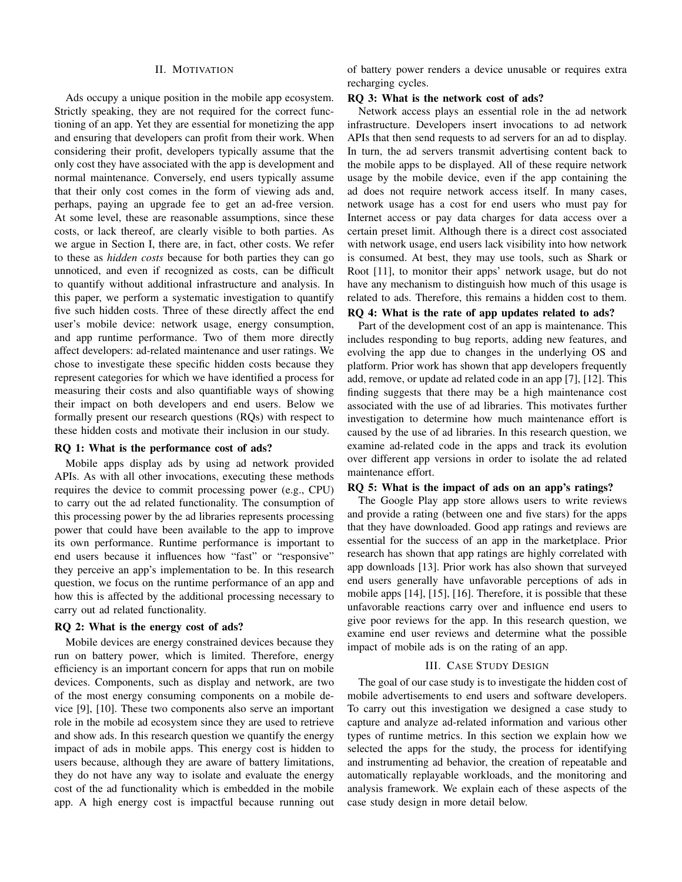## II. Motivation

Ads occupy a unique position in the mobile app ecosystem. Strictly speaking, they are not required for the correct functioning of an app. Yet they are essential for monetizing the app and ensuring that developers can profit from their work. When considering their profit, developers typically assume that the only cost they have associated with the app is development and normal maintenance. Conversely, end users typically assume that their only cost comes in the form of viewing ads and, perhaps, paying an upgrade fee to get an ad-free version. At some level, these are reasonable assumptions, since these costs, or lack thereof, are clearly visible to both parties. As we argue in Section I, there are, in fact, other costs. We refer to these as *hidden costs* because for both parties they can go unnoticed, and even if recognized as costs, can be difficult to quantify without additional infrastructure and analysis. In this paper, we perform a systematic investigation to quantify five such hidden costs. Three of these directly affect the end user's mobile device: network usage, energy consumption, and app runtime performance. Two of them more directly affect developers: ad-related maintenance and user ratings. We chose to investigate these specific hidden costs because they represent categories for which we have identified a process for measuring their costs and also quantifiable ways of showing their impact on both developers and end users. Below we formally present our research questions (RQs) with respect to these hidden costs and motivate their inclusion in our study.

**RQ 1: What is the performance cost of ads?**

Mobile apps display ads by using ad network provided APIs. As with all other invocations, executing these methods requires the device to commit processing power (e.g., CPU) to carry out the ad related functionality. The consumption of this processing power by the ad libraries represents processing power that could have been available to the app to improve its own performance. Runtime performance is important to end users because it influences how "fast" or "responsive" they perceive an app's implementation to be. In this research question, we focus on the runtime performance of an app and how this is affected by the additional processing necessary to carry out ad related functionality.

**RQ 2: What is the energy cost of ads?**

Mobile devices are energy constrained devices because they run on battery power, which is limited. Therefore, energy efficiency is an important concern for apps that run on mobile devices. Components, such as display and network, are two of the most energy consuming components on a mobile device [9], [10]. These two components also serve an important role in the mobile ad ecosystem since they are used to retrieve and show ads. In this research question we quantify the energy impact of ads in mobile apps. This energy cost is hidden to users because, although they are aware of battery limitations, they do not have any way to isolate and evaluate the energy cost of the ad functionality which is embedded in the mobile app. A high energy cost is impactful because running out of battery power renders a device unusable or requires extra recharging cycles.

**RQ 3: What is the network cost of ads?**

Network access plays an essential role in the ad network infrastructure. Developers insert invocations to ad network APIs that then send requests to ad servers for an ad to display. In turn, the ad servers transmit advertising content back to the mobile apps to be displayed. All of these require network usage by the mobile device, even if the app containing the ad does not require network access itself. In many cases, network usage has a cost for end users who must pay for Internet access or pay data charges for data access over a certain preset limit. Although there is a direct cost associated with network usage, end users lack visibility into how network is consumed. At best, they may use tools, such as Shark or Root [11], to monitor their apps' network usage, but do not have any mechanism to distinguish how much of this usage is related to ads. Therefore, this remains a hidden cost to them.

**RQ 4: What is the rate of app updates related to ads?**

Part of the development cost of an app is maintenance. This includes responding to bug reports, adding new features, and evolving the app due to changes in the underlying OS and platform. Prior work has shown that app developers frequently add, remove, or update ad related code in an app [7], [12]. This finding suggests that there may be a high maintenance cost associated with the use of ad libraries. This motivates further investigation to determine how much maintenance effort is caused by the use of ad libraries. In this research question, we examine ad-related code in the apps and track its evolution over different app versions in order to isolate the ad related maintenance effort.

**RQ 5: What is the impact of ads on an app's ratings?**

The Google Play app store allows users to write reviews and provide a rating (between one and five stars) for the apps that they have downloaded. Good app ratings and reviews are essential for the success of an app in the marketplace. Prior research has shown that app ratings are highly correlated with app downloads [13]. Prior work has also shown that surveyed end users generally have unfavorable perceptions of ads in mobile apps [14], [15], [16]. Therefore, it is possible that these unfavorable reactions carry over and influence end users to give poor reviews for the app. In this research question, we examine end user reviews and determine what the possible impact of mobile ads is on the rating of an app.

## III. Case Study Design

The goal of our case study is to investigate the hidden cost of mobile advertisements to end users and software developers. To carry out this investigation we designed a case study to capture and analyze ad-related information and various other types of runtime metrics. In this section we explain how we selected the apps for the study, the process for identifying and instrumenting ad behavior, the creation of repeatable and automatically replayable workloads, and the monitoring and analysis framework. We explain each of these aspects of the case study design in more detail below.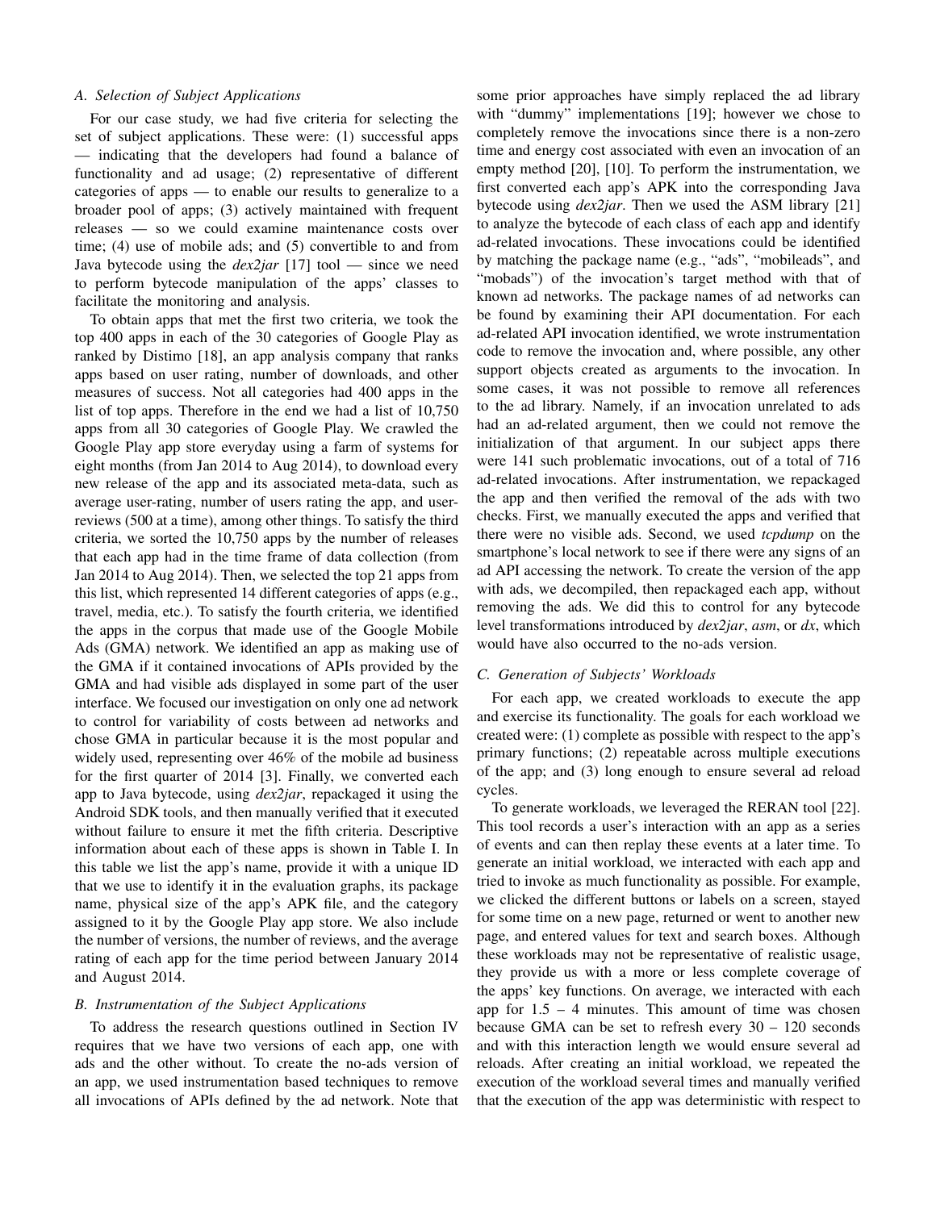### A. Selection of Subject Applications

For our case study, we had five criteria for selecting the set of subject applications. These were: (1) successful apps — indicating that the developers had found a balance of functionality and ad usage; (2) representative of different categories of apps — to enable our results to generalize to a broader pool of apps; (3) actively maintained with frequent releases — so we could examine maintenance costs over time; (4) use of mobile ads; and (5) convertible to and from Java bytecode using the *dex2jar* [17] tool — since we need to perform bytecode manipulation of the apps' classes to facilitate the monitoring and analysis.

To obtain apps that met the first two criteria, we took the top 400 apps in each of the 30 categories of Google Play as ranked by Distimo [18], an app analysis company that ranks apps based on user rating, number of downloads, and other measures of success. Not all categories had 400 apps in the list of top apps. Therefore in the end we had a list of 10,750 apps from all 30 categories of Google Play. We crawled the Google Play app store everyday using a farm of systems for eight months (from Jan 2014 to Aug 2014), to download every new release of the app and its associated meta-data, such as average user-rating, number of users rating the app, and user-reviews (500 at a time), among other things. To satisfy the third criteria, we sorted the 10,750 apps by the number of releases that each app had in the time frame of data collection (from Jan 2014 to Aug 2014). Then, we selected the top 21 apps from this list, which represented 14 different categories of apps (e.g., travel, media, etc.). To satisfy the fourth criteria, we identified the apps in the corpus that made use of the Google Mobile Ads (GMA) network. We identified an app as making use of the GMA if it contained invocations of APIs provided by the GMA and had visible ads displayed in some part of the user interface. We focused our investigation on only one ad network to control for variability of costs between ad networks and chose GMA in particular because it is the most popular and widely used, representing over 46% of the mobile ad business for the first quarter of 2014 [3]. Finally, we converted each app to Java bytecode, using *dex2jar*, repackaged it using the Android SDK tools, and then manually verified that it executed without failure to ensure it met the fifth criteria. Descriptive information about each of these apps is shown in Table I. In this table we list the app's name, provide it with a unique ID that we use to identify it in the evaluation graphs, its package name, physical size of the app's APK file, and the category assigned to it by the Google Play app store. We also include the number of versions, the number of reviews, and the average rating of each app for the time period between January 2014 and August 2014.

### B. Instrumentation of the Subject Applications

To address the research questions outlined in Section IV requires that we have two versions of each app, one with ads and the other without. To create the no-ads version of an app, we used instrumentation based techniques to remove all invocations of APIs defined by the ad network. Note that some prior approaches have simply replaced the ad library with "dummy" implementations [19]; however we chose to completely remove the invocations since there is a non-zero time and energy cost associated with even an invocation of an empty method [20], [10]. To perform the instrumentation, we first converted each app's APK into the corresponding Java bytecode using *dex2jar*. Then we used the ASM library [21] to analyze the bytecode of each class of each app and identify ad-related invocations. These invocations could be identified by matching the package name (e.g., "ads", "mobileads", and "mobads") of the invocation's target method with that of known ad networks. The package names of ad networks can be found by examining their API documentation. For each ad-related API invocation identified, we wrote instrumentation code to remove the invocation and, where possible, any other support objects created as arguments to the invocation. In some cases, it was not possible to remove all references to the ad library. Namely, if an invocation unrelated to ads had an ad-related argument, then we could not remove the initialization of that argument. In our subject apps there were 141 such problematic invocations, out of a total of 716 ad-related invocations. After instrumentation, we repackaged the app and then verified the removal of the ads with two checks. First, we manually executed the apps and verified that there were no visible ads. Second, we used *tcpdump* on the smartphone's local network to see if there were any signs of an ad API accessing the network. To create the version of the app with ads, we decompiled, then repackaged each app, without removing the ads. We did this to control for any bytecode level transformations introduced by *dex2jar*, *asm*, or *dx*, which would have also occurred to the no-ads version.

### C. Generation of Subjects' Workloads

For each app, we created workloads to execute the app and exercise its functionality. The goals for each workload we created were: (1) complete as possible with respect to the app's primary functions; (2) repeatable across multiple executions of the app; and (3) long enough to ensure several ad reload cycles.

To generate workloads, we leveraged the RERAN tool [22]. This tool records a user's interaction with an app as a series of events and can then replay these events at a later time. To generate an initial workload, we interacted with each app and tried to invoke as much functionality as possible. For example, we clicked the different buttons or labels on a screen, stayed for some time on a new page, returned or went to another new page, and entered values for text and search boxes. Although these workloads may not be representative of realistic usage, they provide us with a more or less complete coverage of the apps' key functions. On average, we interacted with each app for 1.5 – 4 minutes. This amount of time was chosen because GMA can be set to refresh every 30 – 120 seconds and with this interaction length we would ensure several ad reloads. After creating an initial workload, we repeated the execution of the workload several times and manually verified that the execution of the app was deterministic with respect to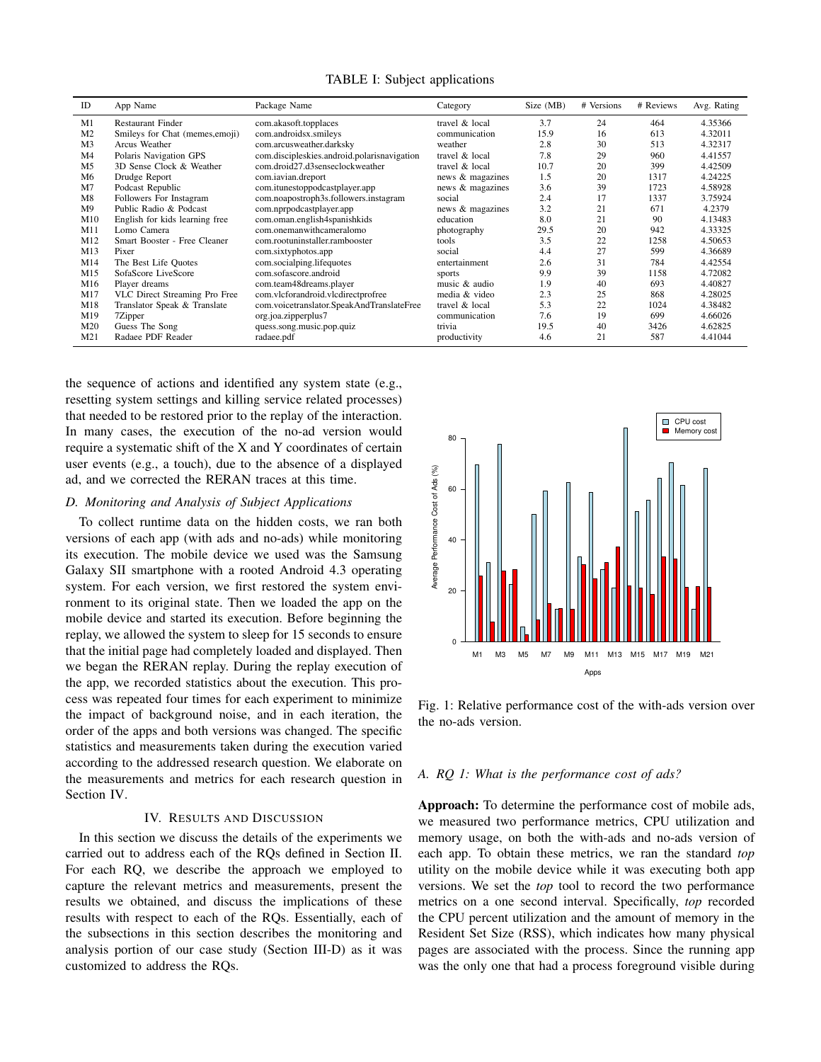TABLE I: Subject applications

| ID | App Name | Package Name | Category | Size (MB) | # Versions | # Reviews | Avg. Rating |
|---|---|---|---|---|---|---|---|
| M1 | Restaurant Finder | com.akasoft.topplaces | travel & local | 3.7 | 24 | 464 | 4.35366 |
| M2 | Smileys for Chat (memes,emoji) | com.androidsx.smileys | communication | 15.9 | 16 | 613 | 4.32011 |
| M3 | Arcus Weather | com.arcusweather.darksky | weather | 2.8 | 30 | 513 | 4.32317 |
| M4 | Polaris Navigation GPS | com.discipleskies.android.polarisnavigation | travel & local | 7.8 | 29 | 960 | 4.41557 |
| M5 | 3D Sense Clock & Weather | com.droid27.d3senseclockweather | travel & local | 10.7 | 20 | 399 | 4.42509 |
| M6 | Drudge Report | com.iavian.dreport | news & magazines | 1.5 | 20 | 1317 | 4.24225 |
| M7 | Podcast Republic | com.itunestoppodcastplayer.app | news & magazines | 3.6 | 39 | 1723 | 4.58928 |
| M8 | Followers For Instagram | com.noapostroph3s.followers.instagram | social | 2.4 | 17 | 1337 | 3.75924 |
| M9 | Public Radio & Podcast | com.nprpodcastplayer.app | news & magazines | 3.2 | 21 | 671 | 4.2379 |
| M10 | English for kids learning free | com.oman.english4spanishkids | education | 8.0 | 21 | 90 | 4.13483 |
| M11 | Lomo Camera | com.onemanwithcameralomo | photography | 29.5 | 20 | 942 | 4.33325 |
| M12 | Smart Booster - Free Cleaner | com.rootuninstaller.rambooster | tools | 3.5 | 22 | 1258 | 4.50653 |
| M13 | Pixer | com.sixtyphotos.app | social | 4.4 | 27 | 599 | 4.36689 |
| M14 | The Best Life Quotes | com.socialping.lifequotes | entertainment | 2.6 | 31 | 784 | 4.42554 |
| M15 | SofaScore LiveScore | com.sofascore.android | sports | 9.9 | 39 | 1158 | 4.72082 |
| M16 | Player dreams | com.team48dreams.player | music & audio | 1.9 | 40 | 693 | 4.40827 |
| M17 | VLC Direct Streaming Pro Free | com.vlcforandroid.vlcdirectprofree | media & video | 2.3 | 25 | 868 | 4.28025 |
| M18 | Translator Speak & Translate | com.voicetranslator.SpeakAndTranslateFree | travel & local | 5.3 | 22 | 1024 | 4.38482 |
| M19 | 7Zipper | org.joa.zipperplus7 | communication | 7.6 | 19 | 699 | 4.66026 |
| M20 | Guess The Song | quess.song.music.pop.quiz | trivia | 19.5 | 40 | 3426 | 4.62825 |
| M21 | Radaee PDF Reader | radaee.pdf | productivity | 4.6 | 21 | 587 | 4.41044 |

the sequence of actions and identified any system state (e.g., resetting system settings and killing service related processes) that needed to be restored prior to the replay of the interaction. In many cases, the execution of the no-ad version would require a systematic shift of the X and Y coordinates of certain user events (e.g., a touch), due to the absence of a displayed ad, and we corrected the RERAN traces at this time.

### *D. Monitoring and Analysis of Subject Applications*

To collect runtime data on the hidden costs, we ran both versions of each app (with ads and no-ads) while monitoring its execution. The mobile device we used was the Samsung Galaxy SII smartphone with a rooted Android 4.3 operating system. For each version, we first restored the system environment to its original state. Then we loaded the app on the mobile device and started its execution. Before beginning the replay, we allowed the system to sleep for 15 seconds to ensure that the initial page had completely loaded and displayed. Then we began the RERAN replay. During the replay execution of the app, we recorded statistics about the execution. This process was repeated four times for each experiment to minimize the impact of background noise, and in each iteration, the order of the apps and both versions was changed. The specific statistics and measurements taken during the execution varied according to the addressed research question. We elaborate on the measurements and metrics for each research question in Section IV.

## IV. Results and Discussion

In this section we discuss the details of the experiments we carried out to address each of the RQs defined in Section II. For each RQ, we describe the approach we employed to capture the relevant metrics and measurements, present the results we obtained, and discuss the implications of these results with respect to each of the RQs. Essentially, each of the subsections in this section describes the monitoring and analysis portion of our case study (Section III-D) as it was customized to address the RQs.

CPU cost
Memory cost
Average Performance Cost of Ads (%)
0
20
40
60
80
M1 M3 M5 M7 M9 M11 M13 M15 M17 M19 M21
Apps

Fig. 1: Relative performance cost of the with-ads version over the no-ads version.

### *A. RQ 1: What is the performance cost of ads?*

**Approach:** To determine the performance cost of mobile ads, we measured two performance metrics, CPU utilization and memory usage, on both the with-ads and no-ads version of each app. To obtain these metrics, we ran the standard *top* utility on the mobile device while it was executing both app versions. We set the *top* tool to record the two performance metrics on a one second interval. Specifically, *top* recorded the CPU percent utilization and the amount of memory in the Resident Set Size (RSS), which indicates how many physical pages are associated with the process. Since the running app was the only one that had a process foreground visible during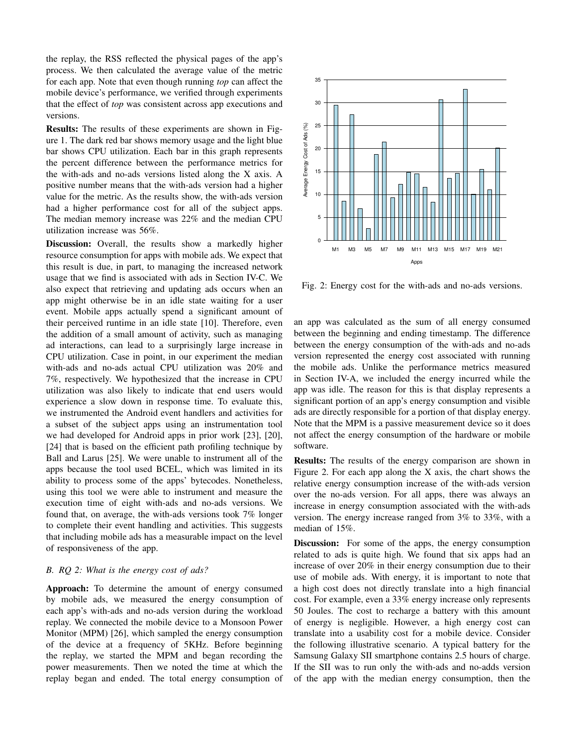the replay, the RSS reflected the physical pages of the app's process. We then calculated the average value of the metric for each app. Note that even though running *top* can affect the mobile device's performance, we verified through experiments that the effect of *top* was consistent across app executions and versions.

**Results:** The results of these experiments are shown in Figure 1. The dark red bar shows memory usage and the light blue bar shows CPU utilization. Each bar in this graph represents the percent difference between the performance metrics for the with-ads and no-ads versions listed along the X axis. A positive number means that the with-ads version had a higher value for the metric. As the results show, the with-ads version had a higher performance cost for all of the subject apps. The median memory increase was 22% and the median CPU utilization increase was 56%.

**Discussion:** Overall, the results show a markedly higher resource consumption for apps with mobile ads. We expect that this result is due, in part, to managing the increased network usage that we find is associated with ads in Section IV-C. We also expect that retrieving and updating ads occurs when an app might otherwise be in an idle state waiting for a user event. Mobile apps actually spend a significant amount of their perceived runtime in an idle state [10]. Therefore, even the addition of a small amount of activity, such as managing ad interactions, can lead to a surprisingly large increase in CPU utilization. Case in point, in our experiment the median with-ads and no-ads actual CPU utilization was 20% and 7%, respectively. We hypothesized that the increase in CPU utilization was also likely to indicate that end users would experience a slow down in response time. To evaluate this, we instrumented the Android event handlers and activities for a subset of the subject apps using an instrumentation tool we had developed for Android apps in prior work [23], [20], [24] that is based on the efficient path profiling technique by Ball and Larus [25]. We were unable to instrument all of the apps because the tool used BCEL, which was limited in its ability to process some of the apps' bytecodes. Nonetheless, using this tool we were able to instrument and measure the execution time of eight with-ads and no-ads versions. We found that, on average, the with-ads versions took 7% longer to complete their event handling and activities. This suggests that including mobile ads has a measurable impact on the level of responsiveness of the app.

### B. RQ 2: What is the energy cost of ads?

**Approach:** To determine the amount of energy consumed by mobile ads, we measured the energy consumption of each app's with-ads and no-ads version during the workload replay. We connected the mobile device to a Monsoon Power Monitor (MPM) [26], which sampled the energy consumption of the device at a frequency of 5KHz. Before beginning the replay, we started the MPM and began recording the power measurements. Then we noted the time at which the replay began and ended. The total energy consumption of an app was calculated as the sum of all energy consumed between the beginning and ending timestamp. The difference between the energy consumption of the with-ads and no-ads version represented the energy cost associated with running the mobile ads. Unlike the performance metrics measured in Section IV-A, we included the energy incurred while the app was idle. The reason for this is that display represents a significant portion of an app's energy consumption and visible ads are directly responsible for a portion of that display energy. Note that the MPM is a passive measurement device so it does not affect the energy consumption of the hardware or mobile software.

Fig. 2: Energy cost for the with-ads and no-ads versions.

**Results:** The results of the energy comparison are shown in Figure 2. For each app along the X axis, the chart shows the relative energy consumption increase of the with-ads version over the no-ads version. For all apps, there was always an increase in energy consumption associated with the with-ads version. The energy increase ranged from 3% to 33%, with a median of 15%.

**Discussion:** For some of the apps, the energy consumption related to ads is quite high. We found that six apps had an increase of over 20% in their energy consumption due to their use of mobile ads. With energy, it is important to note that a high cost does not directly translate into a high financial cost. For example, even a 33% energy increase only represents 50 Joules. The cost to recharge a battery with this amount of energy is negligible. However, a high energy cost can translate into a usability cost for a mobile device. Consider the following illustrative scenario. A typical battery for the Samsung Galaxy SII smartphone contains 2.5 hours of charge. If the SII was to run only the with-ads and no-adds version of the app with the median energy consumption, then the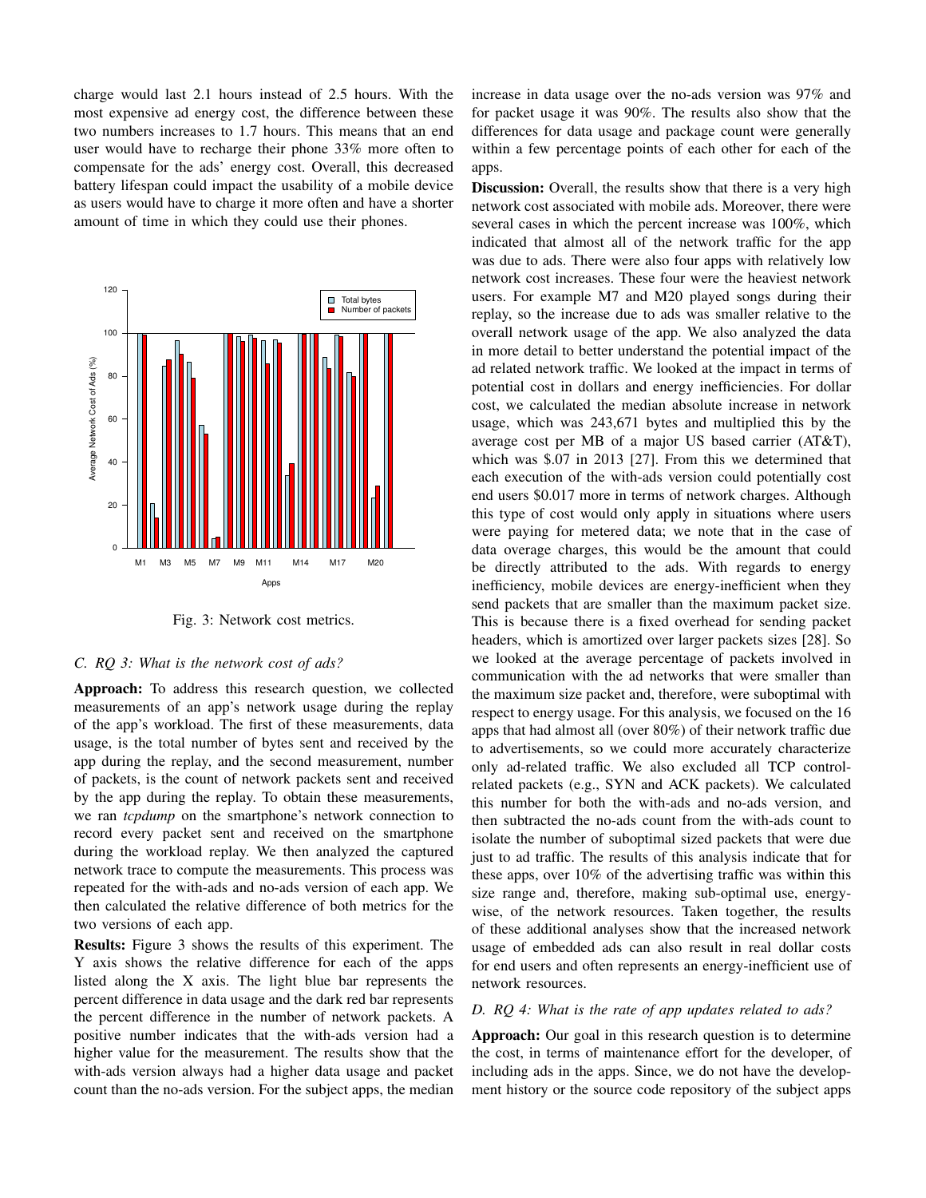charge would last 2.1 hours instead of 2.5 hours. With the most expensive ad energy cost, the difference between these two numbers increases to 1.7 hours. This means that an end user would have to recharge their phone 33% more often to compensate for the ads' energy cost. Overall, this decreased battery lifespan could impact the usability of a mobile device as users would have to charge it more often and have a shorter amount of time in which they could use their phones.

120
100
80
60
40
20
0
Average Network Cost of Ads (%)
Total bytes
Number of packets
M1 M3 M5 M7 M9 M11 M14 M17 M20
Apps

Fig. 3: Network cost metrics.

### C. RQ 3: What is the network cost of ads?

**Approach:** To address this research question, we collected measurements of an app's network usage during the replay of the app's workload. The first of these measurements, data usage, is the total number of bytes sent and received by the app during the replay, and the second measurement, number of packets, is the count of network packets sent and received by the app during the replay. To obtain these measurements, we ran *tcpdump* on the smartphone's network connection to record every packet sent and received on the smartphone during the workload replay. We then analyzed the captured network trace to compute the measurements. This process was repeated for the with-ads and no-ads version of each app. We then calculated the relative difference of both metrics for the two versions of each app.

**Results:** Figure 3 shows the results of this experiment. The Y axis shows the relative difference for each of the apps listed along the X axis. The light blue bar represents the percent difference in data usage and the dark red bar represents the percent difference in the number of network packets. A positive number indicates that the with-ads version had a higher value for the measurement. The results show that the with-ads version always had a higher data usage and packet count than the no-ads version. For the subject apps, the median increase in data usage over the no-ads version was 97% and for packet usage it was 90%. The results also show that the differences for data usage and package count were generally within a few percentage points of each other for each of the apps.

**Discussion:** Overall, the results show that there is a very high network cost associated with mobile ads. Moreover, there were several cases in which the percent increase was 100%, which indicated that almost all of the network traffic for the app was due to ads. There were also four apps with relatively low network cost increases. These four were the heaviest network users. For example M7 and M20 played songs during their replay, so the increase due to ads was smaller relative to the overall network usage of the app. We also analyzed the data in more detail to better understand the potential impact of the ad related network traffic. We looked at the impact in terms of potential cost in dollars and energy inefficiencies. For dollar cost, we calculated the median absolute increase in network usage, which was 243,671 bytes and multiplied this by the average cost per MB of a major US based carrier (AT&T), which was $.07 in 2013 [27]. From this we determined that each execution of the with-ads version could potentially cost end users $0.017 more in terms of network charges. Although this type of cost would only apply in situations where users were paying for metered data; we note that in the case of data overage charges, this would be the amount that could be directly attributed to the ads. With regards to energy inefficiency, mobile devices are energy-inefficient when they send packets that are smaller than the maximum packet size. This is because there is a fixed overhead for sending packet headers, which is amortized over larger packets sizes [28]. So we looked at the average percentage of packets involved in communication with the ad networks that were smaller than the maximum size packet and, therefore, were suboptimal with respect to energy usage. For this analysis, we focused on the 16 apps that had almost all (over 80%) of their network traffic due to advertisements, so we could more accurately characterize only ad-related traffic. We also excluded all TCP control-related packets (e.g., SYN and ACK packets). We calculated this number for both the with-ads and no-ads version, and then subtracted the no-ads count from the with-ads count to isolate the number of suboptimal sized packets that were due just to ad traffic. The results of this analysis indicate that for these apps, over 10% of the advertising traffic was within this size range and, therefore, making sub-optimal use, energy-wise, of the network resources. Taken together, the results of these additional analyses show that the increased network usage of embedded ads can also result in real dollar costs for end users and often represents an energy-inefficient use of network resources.

### D. RQ 4: What is the rate of app updates related to ads?

**Approach:** Our goal in this research question is to determine the cost, in terms of maintenance effort for the developer, of including ads in the apps. Since, we do not have the development history or the source code repository of the subject apps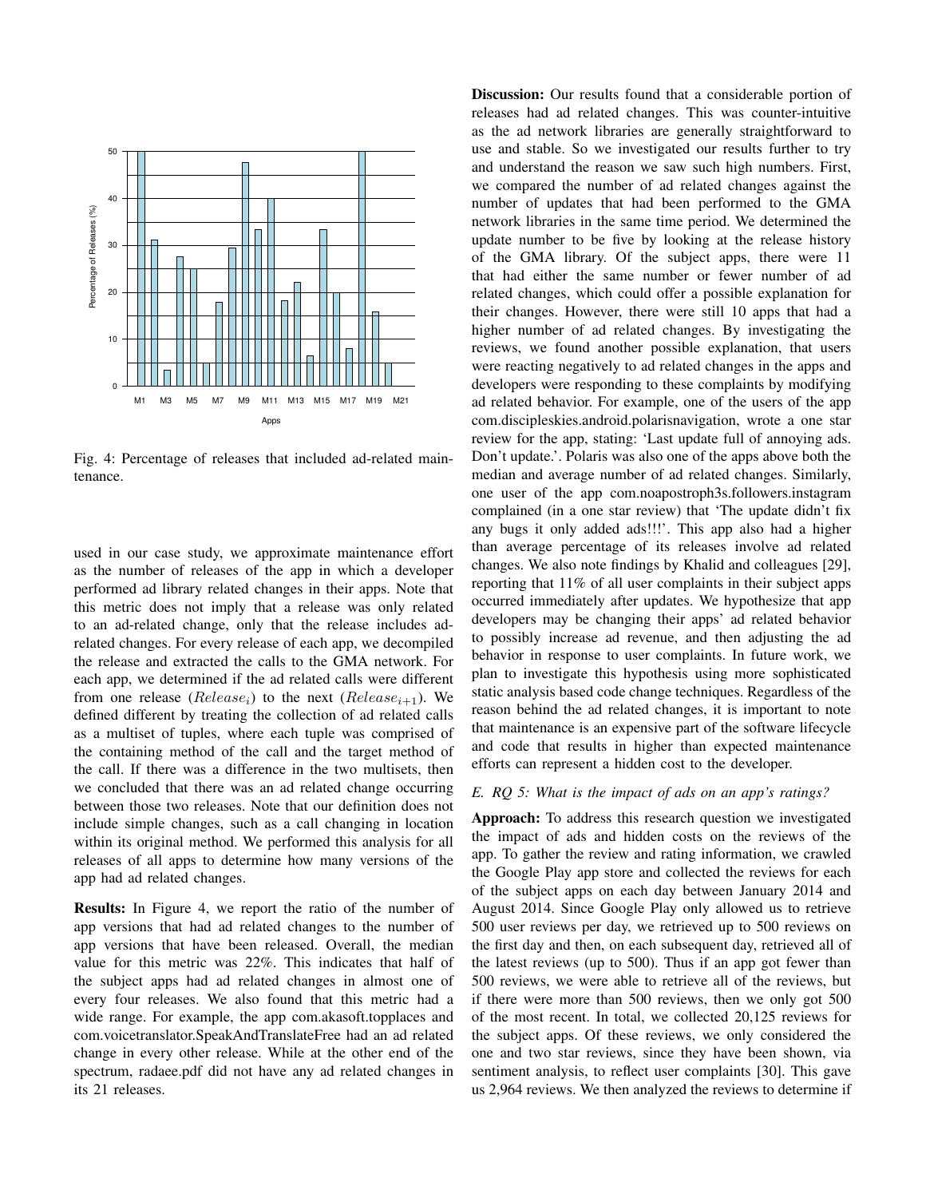Fig. 4: Percentage of releases that included ad-related maintenance.

used in our case study, we approximate maintenance effort as the number of releases of the app in which a developer performed ad library related changes in their apps. Note that this metric does not imply that a release was only related to an ad-related change, only that the release includes ad-related changes. For every release of each app, we decompiled the release and extracted the calls to the GMA network. For each app, we determined if the ad related calls were different from one release ($Release_i$) to the next ($Release_{i+1}$). We defined different by treating the collection of ad related calls as a multiset of tuples, where each tuple was comprised of the containing method of the call and the target method of the call. If there was a difference in the two multisets, then we concluded that there was an ad related change occurring between those two releases. Note that our definition does not include simple changes, such as a call changing in location within its original method. We performed this analysis for all releases of all apps to determine how many versions of the app had ad related changes.

**Results:** In Figure 4, we report the ratio of the number of app versions that had ad related changes to the number of app versions that have been released. Overall, the median value for this metric was 22%. This indicates that half of the subject apps had ad related changes in almost one of every four releases. We also found that this metric had a wide range. For example, the app com.akasoft.topplaces and com.voicetranslator.SpeakAndTranslateFree had an ad related change in every other release. While at the other end of the spectrum, radaee.pdf did not have any ad related changes in its 21 releases.

**Discussion:** Our results found that a considerable portion of releases had ad related changes. This was counter-intuitive as the ad network libraries are generally straightforward to use and stable. So we investigated our results further to try and understand the reason we saw such high numbers. First, we compared the number of ad related changes against the number of updates that had been performed to the GMA network libraries in the same time period. We determined the update number to be five by looking at the release history of the GMA library. Of the subject apps, there were 11 that had either the same number or fewer number of ad related changes, which could offer a possible explanation for their changes. However, there were still 10 apps that had a higher number of ad related changes. By investigating the reviews, we found another possible explanation, that users were reacting negatively to ad related changes in the apps and developers were responding to these complaints by modifying ad related behavior. For example, one of the users of the app com.discipleskies.android.polarisnavigation, wrote a one star review for the app, stating: 'Last update full of annoying ads. Don't update.'. Polaris was also one of the apps above both the median and average number of ad related changes. Similarly, one user of the app com.noapostroph3s.followers.instagram complained (in a one star review) that 'The update didn't fix any bugs it only added ads!!!'. This app also had a higher than average percentage of its releases involve ad related changes. We also note findings by Khalid and colleagues [29], reporting that 11% of all user complaints in their subject apps occurred immediately after updates. We hypothesize that app developers may be changing their apps' ad related behavior to possibly increase ad revenue, and then adjusting the ad behavior in response to user complaints. In future work, we plan to investigate this hypothesis using more sophisticated static analysis based code change techniques. Regardless of the reason behind the ad related changes, it is important to note that maintenance is an expensive part of the software lifecycle and code that results in higher than expected maintenance efforts can represent a hidden cost to the developer.

### *E. RQ 5: What is the impact of ads on an app's ratings?*

**Approach:** To address this research question we investigated the impact of ads and hidden costs on the reviews of the app. To gather the review and rating information, we crawled the Google Play app store and collected the reviews for each of the subject apps on each day between January 2014 and August 2014. Since Google Play only allowed us to retrieve 500 user reviews per day, we retrieved up to 500 reviews on the first day and then, on each subsequent day, retrieved all of the latest reviews (up to 500). Thus if an app got fewer than 500 reviews, we were able to retrieve all of the reviews, but if there were more than 500 reviews, then we only got 500 of the most recent. In total, we collected 20,125 reviews for the subject apps. Of these reviews, we only considered the one and two star reviews, since they have been shown, via sentiment analysis, to reflect user complaints [30]. This gave us 2,964 reviews. We then analyzed the reviews to determine if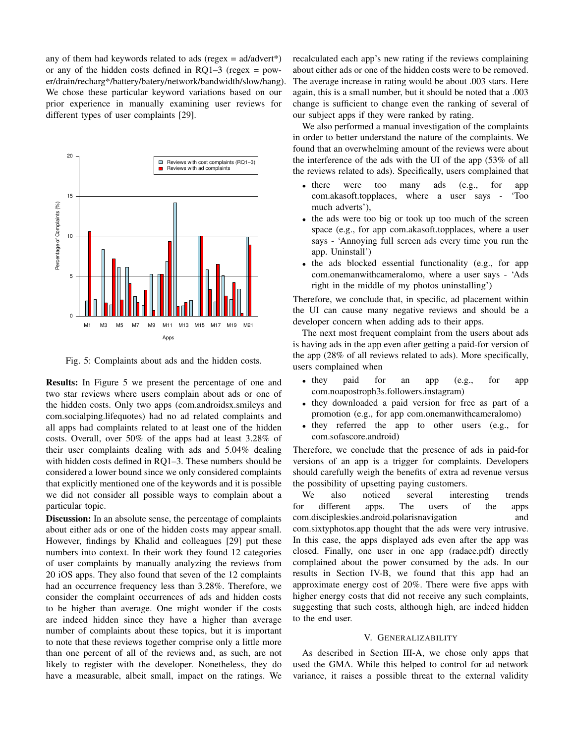any of them had keywords related to ads (regex = ad/advert*) or any of the hidden costs defined in RQ1–3 (regex = power/drain/recharg*/battery/batery/network/bandwidth/slow/hang). We chose these particular keyword variations based on our prior experience in manually examining user reviews for different types of user complaints [29].

Fig. 5: Complaints about ads and the hidden costs.

**Results:** In Figure 5 we present the percentage of one and two star reviews where users complain about ads or one of the hidden costs. Only two apps (com.androidsx.smileys and com.socialping.lifequotes) had no ad related complaints and all apps had complaints related to at least one of the hidden costs. Overall, over 50% of the apps had at least 3.28% of their user complaints dealing with ads and 5.04% dealing with hidden costs defined in RQ1–3. These numbers should be considered a lower bound since we only considered complaints that explicitly mentioned one of the keywords and it is possible we did not consider all possible ways to complain about a particular topic.

**Discussion:** In an absolute sense, the percentage of complaints about either ads or one of the hidden costs may appear small. However, findings by Khalid and colleagues [29] put these numbers into context. In their work they found 12 categories of user complaints by manually analyzing the reviews from 20 iOS apps. They also found that seven of the 12 complaints had an occurrence frequency less than 3.28%. Therefore, we consider the complaint occurrences of ads and hidden costs to be higher than average. One might wonder if the costs are indeed hidden since they have a higher than average number of complaints about these topics, but it is important to note that these reviews together comprise only a little more than one percent of all of the reviews and, as such, are not likely to register with the developer. Nonetheless, they do have a measurable, albeit small, impact on the ratings. We recalculated each app's new rating if the reviews complaining about either ads or one of the hidden costs were to be removed. The average increase in rating would be about .003 stars. Here again, this is a small number, but it should be noted that a .003 change is sufficient to change even the ranking of several of our subject apps if they were ranked by rating.

We also performed a manual investigation of the complaints in order to better understand the nature of the complaints. We found that an overwhelming amount of the reviews were about the interference of the ads with the UI of the app (53% of all the reviews related to ads). Specifically, users complained that

- there were too many ads (e.g., for app com.akasoft.topplaces, where a user says - 'Too much adverts'),
- the ads were too big or took up too much of the screen space (e.g., for app com.akasoft.topplaces, where a user says - 'Annoying full screen ads every time you run the app. Uninstall')
- the ads blocked essential functionality (e.g., for app com.onemanwithcameralomo, where a user says - 'Ads right in the middle of my photos uninstalling')

Therefore, we conclude that, in specific, ad placement within the UI can cause many negative reviews and should be a developer concern when adding ads to their apps.

The next most frequent complaint from the users about ads is having ads in the app even after getting a paid-for version of the app (28% of all reviews related to ads). More specifically, users complained when

- they paid for an app (e.g., for app com.noapostroph3s.followers.instagram)
- they downloaded a paid version for free as part of a promotion (e.g., for app com.onemanwithcameralomo)
- they referred the app to other users (e.g., for com.sofascore.android)

Therefore, we conclude that the presence of ads in paid-for versions of an app is a trigger for complaints. Developers should carefully weigh the benefits of extra ad revenue versus the possibility of upsetting paying customers.

We also noticed several interesting trends for different apps. The users of the apps com.discipleskies.android.polarisnavigation and com.sixtyphotos.app thought that the ads were very intrusive. In this case, the apps displayed ads even after the app was closed. Finally, one user in one app (radaee.pdf) directly complained about the power consumed by the ads. In our results in Section IV-B, we found that this app had an approximate energy cost of 20%. There were five apps with higher energy costs that did not receive any such complaints, suggesting that such costs, although high, are indeed hidden to the end user.

## V. Generalizability

As described in Section III-A, we chose only apps that used the GMA. While this helped to control for ad network variance, it raises a possible threat to the external validity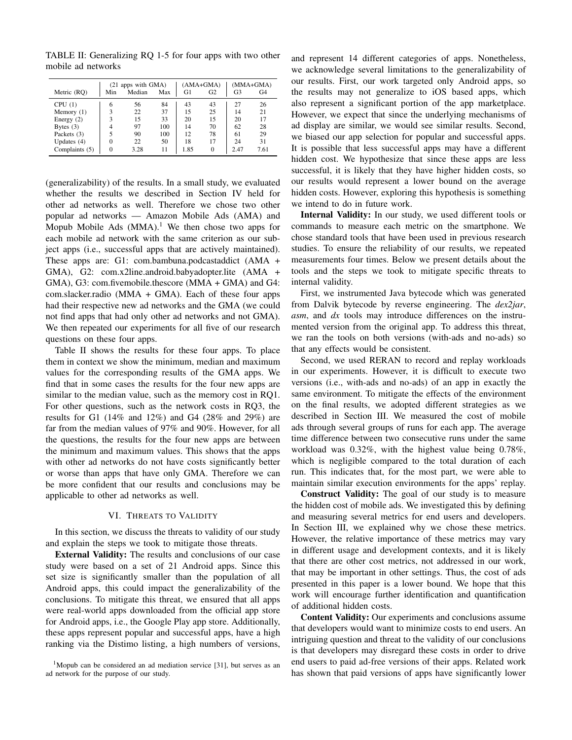TABLE II: Generalizing RQ 1-5 for four apps with two other mobile ad networks

| Metric (RQ) | (21 apps with GMA) Min | Median | Max | (AMA+GMA) G1 | G2 | (MMA+GMA) G3 | G4 |
|---|---|---|---|---|---|---|---|
| CPU (1) | 6 | 56 | 84 | 43 | 43 | 27 | 26 |
| Memory (1) | 3 | 22 | 37 | 15 | 25 | 14 | 21 |
| Energy (2) | 3 | 15 | 33 | 20 | 15 | 20 | 17 |
| Bytes (3) | 4 | 97 | 100 | 14 | 70 | 62 | 28 |
| Packets (3) | 5 | 90 | 100 | 12 | 78 | 61 | 29 |
| Updates (4) | 0 | 22 | 50 | 18 | 17 | 24 | 31 |
| Complaints (5) | 0 | 3.28 | 11 | 1.85 | 0 | 2.47 | 7.61 |

(generalizability) of the results. In a small study, we evaluated whether the results we described in Section IV held for other ad networks as well. Therefore we chose two other popular ad networks — Amazon Mobile Ads (AMA) and Mopub Mobile Ads (MMA).[1] We then chose two apps for each mobile ad network with the same criterion as our subject apps (i.e., successful apps that are actively maintained). These apps are: G1: com.bambuna.podcastaddict (AMA + GMA), G2: com.x2line.android.babyadopter.lite (AMA + GMA), G3: com.fivemobile.thescore (MMA + GMA) and G4: com.slacker.radio (MMA + GMA). Each of these four apps had their respective new ad networks and the GMA (we could not find apps that had only other ad networks and not GMA). We then repeated our experiments for all five of our research questions on these four apps.

Table II shows the results for these four apps. To place them in context we show the minimum, median and maximum values for the corresponding results of the GMA apps. We find that in some cases the results for the four new apps are similar to the median value, such as the memory cost in RQ1. For other questions, such as the network costs in RQ3, the results for G1 (14% and 12%) and G4 (28% and 29%) are far from the median values of 97% and 90%. However, for all the questions, the results for the four new apps are between the minimum and maximum values. This shows that the apps with other ad networks do not have costs significantly better or worse than apps that have only GMA. Therefore we can be more confident that our results and conclusions may be applicable to other ad networks as well.

## VI. Threats to Validity

In this section, we discuss the threats to validity of our study and explain the steps we took to mitigate those threats.

**External Validity:** The results and conclusions of our case study were based on a set of 21 Android apps. Since this set size is significantly smaller than the population of all Android apps, this could impact the generalizability of the conclusions. To mitigate this threat, we ensured that all apps were real-world apps downloaded from the official app store for Android apps, i.e., the Google Play app store. Additionally, these apps represent popular and successful apps, have a high ranking via the Distimo listing, a high numbers of versions, and represent 14 different categories of apps. Nonetheless, we acknowledge several limitations to the generalizability of our results. First, our work targeted only Android apps, so the results may not generalize to iOS based apps, which also represent a significant portion of the app marketplace. However, we expect that since the underlying mechanisms of ad display are similar, we would see similar results. Second, we biased our app selection for popular and successful apps. It is possible that less successful apps may have a different hidden cost. We hypothesize that since these apps are less successful, it is likely that they have higher hidden costs, so our results would represent a lower bound on the average hidden costs. However, exploring this hypothesis is something we intend to do in future work.

**Internal Validity:** In our study, we used different tools or commands to measure each metric on the smartphone. We chose standard tools that have been used in previous research studies. To ensure the reliability of our results, we repeated measurements four times. Below we present details about the tools and the steps we took to mitigate specific threats to internal validity.

First, we instrumented Java bytecode which was generated from Dalvik bytecode by reverse engineering. The *dex2jar*, *asm*, and *dx* tools may introduce differences on the instrumented version from the original app. To address this threat, we ran the tools on both versions (with-ads and no-ads) so that any effects would be consistent.

Second, we used RERAN to record and replay workloads in our experiments. However, it is difficult to execute two versions (i.e., with-ads and no-ads) of an app in exactly the same environment. To mitigate the effects of the environment on the final results, we adopted different strategies as we described in Section III. We measured the cost of mobile ads through several groups of runs for each app. The average time difference between two consecutive runs under the same workload was 0.32%, with the highest value being 0.78%, which is negligible compared to the total duration of each run. This indicates that, for the most part, we were able to maintain similar execution environments for the apps' replay.

**Construct Validity:** The goal of our study is to measure the hidden cost of mobile ads. We investigated this by defining and measuring several metrics for end users and developers. In Section III, we explained why we chose these metrics. However, the relative importance of these metrics may vary in different usage and development contexts, and it is likely that there are other cost metrics, not addressed in our work, that may be important in other settings. Thus, the cost of ads presented in this paper is a lower bound. We hope that this work will encourage further identification and quantification of additional hidden costs.

**Content Validity:** Our experiments and conclusions assume that developers would want to minimize costs to end users. An intriguing question and threat to the validity of our conclusions is that developers may disregard these costs in order to drive end users to paid ad-free versions of their apps. Related work has shown that paid versions of apps have significantly lower

[1] Mopub can be considered an ad mediation service [31], but serves as an ad network for the purpose of our study.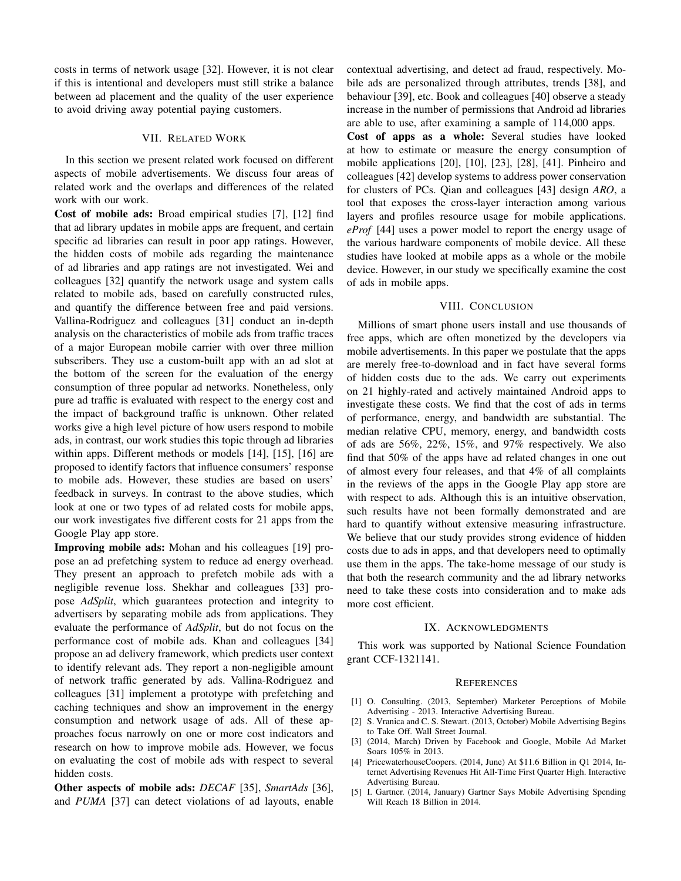costs in terms of network usage [32]. However, it is not clear if this is intentional and developers must still strike a balance between ad placement and the quality of the user experience to avoid driving away potential paying customers.

## VII. Related Work

In this section we present related work focused on different aspects of mobile advertisements. We discuss four areas of related work and the overlaps and differences of the related work with our work.

**Cost of mobile ads:** Broad empirical studies [7], [12] find that ad library updates in mobile apps are frequent, and certain specific ad libraries can result in poor app ratings. However, the hidden costs of mobile ads regarding the maintenance of ad libraries and app ratings are not investigated. Wei and colleagues [32] quantify the network usage and system calls related to mobile ads, based on carefully constructed rules, and quantify the difference between free and paid versions. Vallina-Rodriguez and colleagues [31] conduct an in-depth analysis on the characteristics of mobile ads from traffic traces of a major European mobile carrier with over three million subscribers. They use a custom-built app with an ad slot at the bottom of the screen for the evaluation of the energy consumption of three popular ad networks. Nonetheless, only pure ad traffic is evaluated with respect to the energy cost and the impact of background traffic is unknown. Other related works give a high level picture of how users respond to mobile ads, in contrast, our work studies this topic through ad libraries within apps. Different methods or models [14], [15], [16] are proposed to identify factors that influence consumers' response to mobile ads. However, these studies are based on users' feedback in surveys. In contrast to the above studies, which look at one or two types of ad related costs for mobile apps, our work investigates five different costs for 21 apps from the Google Play app store.

**Improving mobile ads:** Mohan and his colleagues [19] propose an ad prefetching system to reduce ad energy overhead. They present an approach to prefetch mobile ads with a negligible revenue loss. Shekhar and colleagues [33] propose *AdSplit*, which guarantees protection and integrity to advertisers by separating mobile ads from applications. They evaluate the performance of *AdSplit*, but do not focus on the performance cost of mobile ads. Khan and colleagues [34] propose an ad delivery framework, which predicts user context to identify relevant ads. They report a non-negligible amount of network traffic generated by ads. Vallina-Rodriguez and colleagues [31] implement a prototype with prefetching and caching techniques and show an improvement in the energy consumption and network usage of ads. All of these approaches focus narrowly on one or more cost indicators and research on how to improve mobile ads. However, we focus on evaluating the cost of mobile ads with respect to several hidden costs.

**Other aspects of mobile ads:** *DECAF* [35], *SmartAds* [36], and *PUMA* [37] can detect violations of ad layouts, enable contextual advertising, and detect ad fraud, respectively. Mobile ads are personalized through attributes, trends [38], and behaviour [39], etc. Book and colleagues [40] observe a steady increase in the number of permissions that Android ad libraries are able to use, after examining a sample of 114,000 apps.

**Cost of apps as a whole:** Several studies have looked at how to estimate or measure the energy consumption of mobile applications [20], [10], [23], [28], [41]. Pinheiro and colleagues [42] develop systems to address power conservation for clusters of PCs. Qian and colleagues [43] design *ARO*, a tool that exposes the cross-layer interaction among various layers and profiles resource usage for mobile applications. *eProf* [44] uses a power model to report the energy usage of the various hardware components of mobile device. All these studies have looked at mobile apps as a whole or the mobile device. However, in our study we specifically examine the cost of ads in mobile apps.

## VIII. Conclusion

Millions of smart phone users install and use thousands of free apps, which are often monetized by the developers via mobile advertisements. In this paper we postulate that the apps are merely free-to-download and in fact have several forms of hidden costs due to the ads. We carry out experiments on 21 highly-rated and actively maintained Android apps to investigate these costs. We find that the cost of ads in terms of performance, energy, and bandwidth are substantial. The median relative CPU, memory, energy, and bandwidth costs of ads are 56%, 22%, 15%, and 97% respectively. We also find that 50% of the apps have ad related changes in one out of almost every four releases, and that 4% of all complaints in the reviews of the apps in the Google Play app store are with respect to ads. Although this is an intuitive observation, such results have not been formally demonstrated and are hard to quantify without extensive measuring infrastructure. We believe that our study provides strong evidence of hidden costs due to ads in apps, and that developers need to optimally use them in the apps. The take-home message of our study is that both the research community and the ad library networks need to take these costs into consideration and to make ads more cost efficient.

## IX. Acknowledgments

This work was supported by National Science Foundation grant CCF-1321141.

## References

[1] O. Consulting. (2013, September) Marketer Perceptions of Mobile Advertising - 2013. Interactive Advertising Bureau.

[2] S. Vranica and C. S. Stewart. (2013, October) Mobile Advertising Begins to Take Off. Wall Street Journal.

[3] (2014, March) Driven by Facebook and Google, Mobile Ad Market Soars 105% in 2013.

[4] PricewaterhouseCoopers. (2014, June) At $11.6 Billion in Q1 2014, Internet Advertising Revenues Hit All-Time First Quarter High. Interactive Advertising Bureau.

[5] I. Gartner. (2014, January) Gartner Says Mobile Advertising Spending Will Reach 18 Billion in 2014.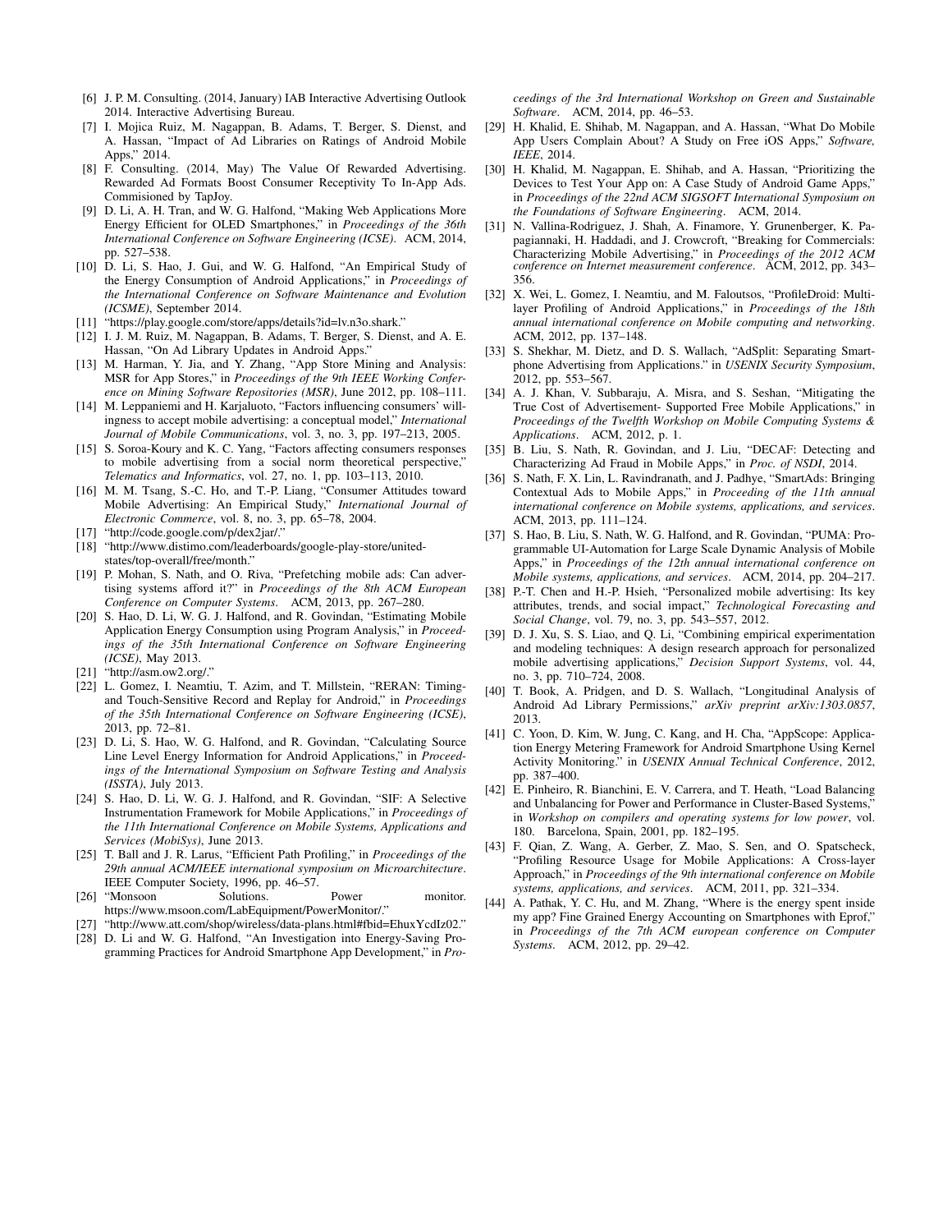[6] J. P. M. Consulting. (2014, January) IAB Interactive Advertising Outlook 2014. Interactive Advertising Bureau.

[7] I. Mojica Ruiz, M. Nagappan, B. Adams, T. Berger, S. Dienst, and A. Hassan, "Impact of Ad Libraries on Ratings of Android Mobile Apps," 2014.

[8] F. Consulting. (2014, May) The Value Of Rewarded Advertising. Rewarded Ad Formats Boost Consumer Receptivity To In-App Ads. Commisioned by TapJoy.

[9] D. Li, A. H. Tran, and W. G. Halfond, "Making Web Applications More Energy Efficient for OLED Smartphones," in *Proceedings of the 36th International Conference on Software Engineering (ICSE)*. ACM, 2014, pp. 527–538.

[10] D. Li, S. Hao, J. Gui, and W. G. Halfond, "An Empirical Study of the Energy Consumption of Android Applications," in *Proceedings of the International Conference on Software Maintenance and Evolution (ICSME)*, September 2014.

[11] "https://play.google.com/store/apps/details?id=lv.n3o.shark."

[12] I. J. M. Ruiz, M. Nagappan, B. Adams, T. Berger, S. Dienst, and A. E. Hassan, "On Ad Library Updates in Android Apps."

[13] M. Harman, Y. Jia, and Y. Zhang, "App Store Mining and Analysis: MSR for App Stores," in *Proceedings of the 9th IEEE Working Conference on Mining Software Repositories (MSR)*, June 2012, pp. 108–111.

[14] M. Leppaniemi and H. Karjaluoto, "Factors influencing consumers' willingness to accept mobile advertising: a conceptual model," *International Journal of Mobile Communications*, vol. 3, no. 3, pp. 197–213, 2005.

[15] S. Soroa-Koury and K. C. Yang, "Factors affecting consumers responses to mobile advertising from a social norm theoretical perspective," *Telematics and Informatics*, vol. 27, no. 1, pp. 103–113, 2010.

[16] M. M. Tsang, S.-C. Ho, and T.-P. Liang, "Consumer Attitudes toward Mobile Advertising: An Empirical Study," *International Journal of Electronic Commerce*, vol. 8, no. 3, pp. 65–78, 2004.

[17] "http://code.google.com/p/dex2jar/."

[18] "http://www.distimo.com/leaderboards/google-play-store/united-states/top-overall/free/month."

[19] P. Mohan, S. Nath, and O. Riva, "Prefetching mobile ads: Can advertising systems afford it?" in *Proceedings of the 8th ACM European Conference on Computer Systems*. ACM, 2013, pp. 267–280.

[20] S. Hao, D. Li, W. G. J. Halfond, and R. Govindan, "Estimating Mobile Application Energy Consumption using Program Analysis," in *Proceedings of the 35th International Conference on Software Engineering (ICSE)*, May 2013.

[21] "http://asm.ow2.org/."

[22] L. Gomez, I. Neamtiu, T. Azim, and T. Millstein, "RERAN: Timing- and Touch-Sensitive Record and Replay for Android," in *Proceedings of the 35th International Conference on Software Engineering (ICSE)*, 2013, pp. 72–81.

[23] D. Li, S. Hao, W. G. Halfond, and R. Govindan, "Calculating Source Line Level Energy Information for Android Applications," in *Proceedings of the International Symposium on Software Testing and Analysis (ISSTA)*, July 2013.

[24] S. Hao, D. Li, W. G. J. Halfond, and R. Govindan, "SIF: A Selective Instrumentation Framework for Mobile Applications," in *Proceedings of the 11th International Conference on Mobile Systems, Applications and Services (MobiSys)*, June 2013.

[25] T. Ball and J. R. Larus, "Efficient Path Profiling," in *Proceedings of the 29th annual ACM/IEEE international symposium on Microarchitecture*. IEEE Computer Society, 1996, pp. 46–57.

[26] "Monsoon Solutions. Power monitor. https://www.msoon.com/LabEquipment/PowerMonitor/."

[27] "http://www.att.com/shop/wireless/data-plans.html#fbid=EhuxYcdIz02."

[28] D. Li and W. G. Halfond, "An Investigation into Energy-Saving Programming Practices for Android Smartphone App Development," in *Proceedings of the 3rd International Workshop on Green and Sustainable Software*. ACM, 2014, pp. 46–53.

[29] H. Khalid, E. Shihab, M. Nagappan, and A. Hassan, "What Do Mobile App Users Complain About? A Study on Free iOS Apps," *Software, IEEE*, 2014.

[30] H. Khalid, M. Nagappan, E. Shihab, and A. Hassan, "Prioritizing the Devices to Test Your App on: A Case Study of Android Game Apps," in *Proceedings of the 22nd ACM SIGSOFT International Symposium on the Foundations of Software Engineering*. ACM, 2014.

[31] N. Vallina-Rodriguez, J. Shah, A. Finamore, Y. Grunenberger, K. Papagiannaki, H. Haddadi, and J. Crowcroft, "Breaking for Commercials: Characterizing Mobile Advertising," in *Proceedings of the 2012 ACM conference on Internet measurement conference*. ACM, 2012, pp. 343–356.

[32] X. Wei, L. Gomez, I. Neamtiu, and M. Faloutsos, "ProfileDroid: Multi-layer Profiling of Android Applications," in *Proceedings of the 18th annual international conference on Mobile computing and networking*. ACM, 2012, pp. 137–148.

[33] S. Shekhar, M. Dietz, and D. S. Wallach, "AdSplit: Separating Smartphone Advertising from Applications." in *USENIX Security Symposium*, 2012, pp. 553–567.

[34] A. J. Khan, V. Subbaraju, A. Misra, and S. Seshan, "Mitigating the True Cost of Advertisement- Supported Free Mobile Applications," in *Proceedings of the Twelfth Workshop on Mobile Computing Systems & Applications*. ACM, 2012, p. 1.

[35] B. Liu, S. Nath, R. Govindan, and J. Liu, "DECAF: Detecting and Characterizing Ad Fraud in Mobile Apps," in *Proc. of NSDI*, 2014.

[36] S. Nath, F. X. Lin, L. Ravindranath, and J. Padhye, "SmartAds: Bringing Contextual Ads to Mobile Apps," in *Proceeding of the 11th annual international conference on Mobile systems, applications, and services*. ACM, 2013, pp. 111–124.

[37] S. Hao, B. Liu, S. Nath, W. G. Halfond, and R. Govindan, "PUMA: Programmable UI-Automation for Large Scale Dynamic Analysis of Mobile Apps," in *Proceedings of the 12th annual international conference on Mobile systems, applications, and services*. ACM, 2014, pp. 204–217.

[38] P.-T. Chen and H.-P. Hsieh, "Personalized mobile advertising: Its key attributes, trends, and social impact," *Technological Forecasting and Social Change*, vol. 79, no. 3, pp. 543–557, 2012.

[39] D. J. Xu, S. S. Liao, and Q. Li, "Combining empirical experimentation and modeling techniques: A design research approach for personalized mobile advertising applications," *Decision Support Systems*, vol. 44, no. 3, pp. 710–724, 2008.

[40] T. Book, A. Pridgen, and D. S. Wallach, "Longitudinal Analysis of Android Ad Library Permissions," *arXiv preprint arXiv:1303.0857*, 2013.

[41] C. Yoon, D. Kim, W. Jung, C. Kang, and H. Cha, "AppScope: Application Energy Metering Framework for Android Smartphone Using Kernel Activity Monitoring." in *USENIX Annual Technical Conference*, 2012, pp. 387–400.

[42] E. Pinheiro, R. Bianchini, E. V. Carrera, and T. Heath, "Load Balancing and Unbalancing for Power and Performance in Cluster-Based Systems," in *Workshop on compilers and operating systems for low power*, vol. 180. Barcelona, Spain, 2001, pp. 182–195.

[43] F. Qian, Z. Wang, A. Gerber, Z. Mao, S. Sen, and O. Spatscheck, "Profiling Resource Usage for Mobile Applications: A Cross-layer Approach," in *Proceedings of the 9th international conference on Mobile systems, applications, and services*. ACM, 2011, pp. 321–334.

[44] A. Pathak, Y. C. Hu, and M. Zhang, "Where is the energy spent inside my app? Fine Grained Energy Accounting on Smartphones with Eprof," in *Proceedings of the 7th ACM european conference on Computer Systems*. ACM, 2012, pp. 29–42.